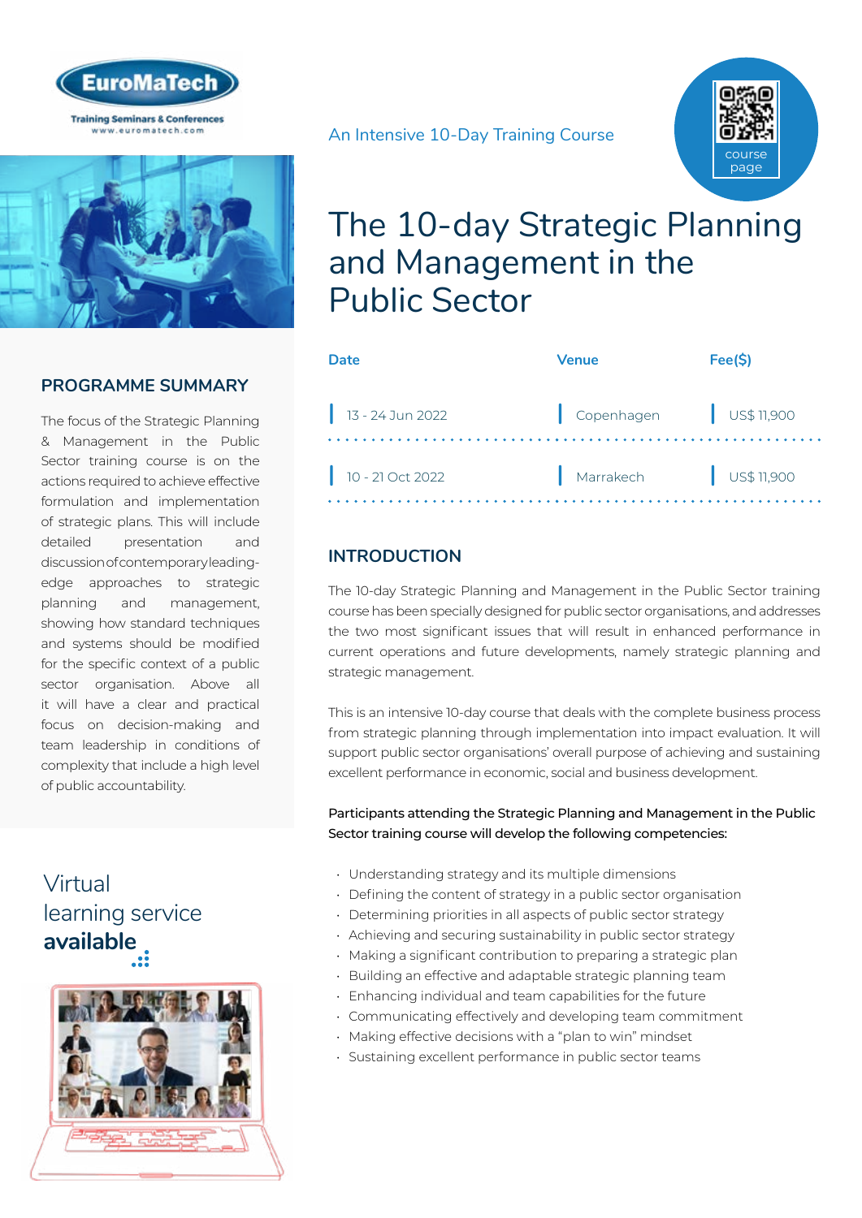EuroMaTech

Training Seminars & Conferences
www.euromatech.com

An Intensive 10-Day Training Course

course page

# The 10-day Strategic Planning and Management in the Public Sector

| Date | Venue | Fee($) |
|---|---|---|
| 13 - 24 Jun 2022 | Copenhagen | US$ 11,900 |
| 10 - 21 Oct 2022 | Marrakech | US$ 11,900 |

## PROGRAMME SUMMARY

The focus of the Strategic Planning & Management in the Public Sector training course is on the actions required to achieve effective formulation and implementation of strategic plans. This will include detailed presentation and discussion of contemporary leading-edge approaches to strategic planning and management, showing how standard techniques and systems should be modified for the specific context of a public sector organisation. Above all it will have a clear and practical focus on decision-making and team leadership in conditions of complexity that include a high level of public accountability.

Virtual learning service **available**

## INTRODUCTION

The 10-day Strategic Planning and Management in the Public Sector training course has been specially designed for public sector organisations, and addresses the two most significant issues that will result in enhanced performance in current operations and future developments, namely strategic planning and strategic management.

This is an intensive 10-day course that deals with the complete business process from strategic planning through implementation into impact evaluation. It will support public sector organisations' overall purpose of achieving and sustaining excellent performance in economic, social and business development.

**Participants attending the Strategic Planning and Management in the Public Sector training course will develop the following competencies:**

- Understanding strategy and its multiple dimensions
- Defining the content of strategy in a public sector organisation
- Determining priorities in all aspects of public sector strategy
- Achieving and securing sustainability in public sector strategy
- Making a significant contribution to preparing a strategic plan
- Building an effective and adaptable strategic planning team
- Enhancing individual and team capabilities for the future
- Communicating effectively and developing team commitment
- Making effective decisions with a "plan to win" mindset
- Sustaining excellent performance in public sector teams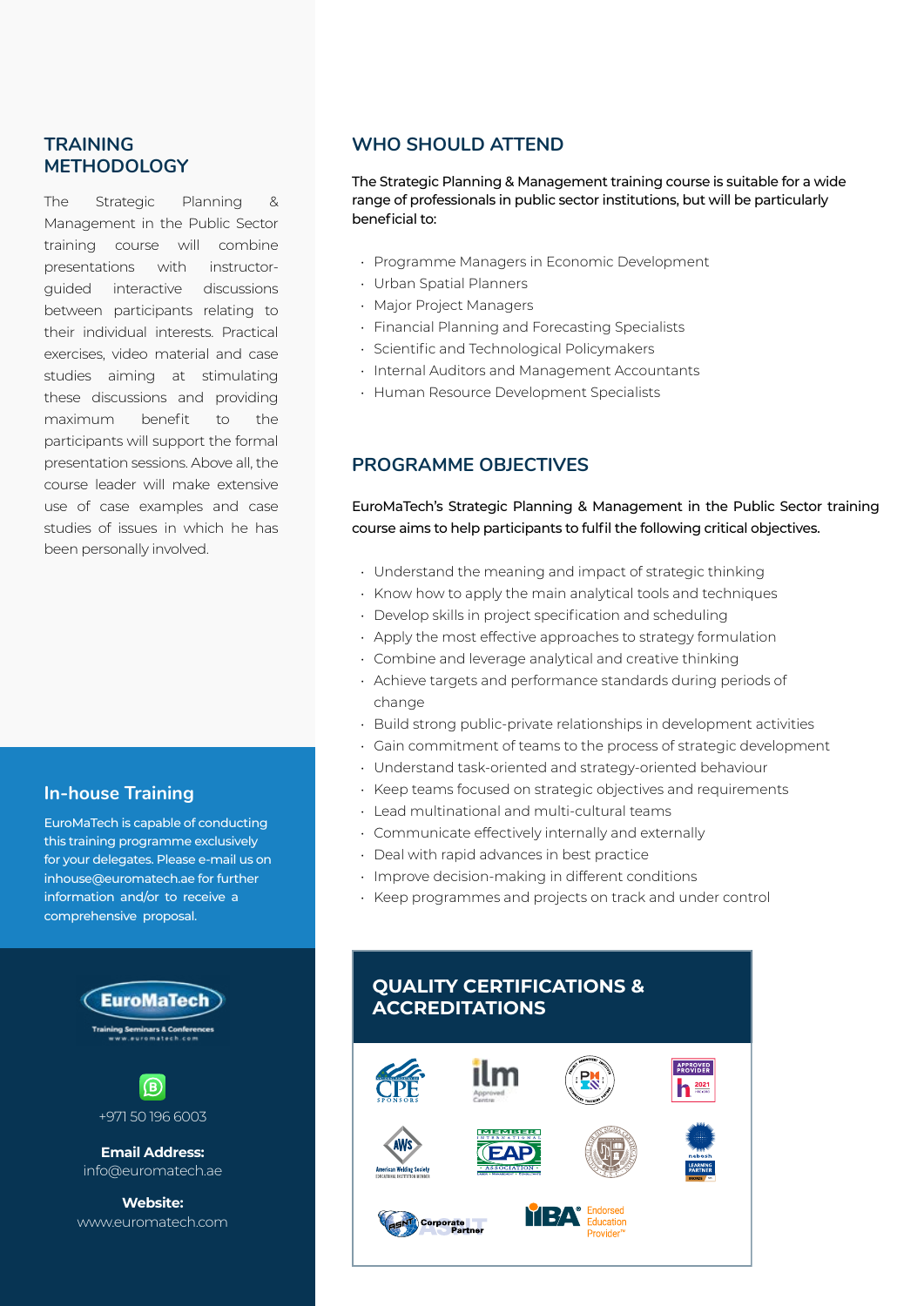## TRAINING METHODOLOGY

The Strategic Planning & Management in the Public Sector training course will combine presentations with instructor-guided interactive discussions between participants relating to their individual interests. Practical exercises, video material and case studies aiming at stimulating these discussions and providing maximum benefit to the participants will support the formal presentation sessions. Above all, the course leader will make extensive use of case examples and case studies of issues in which he has been personally involved.

## In-house Training

EuroMaTech is capable of conducting this training programme exclusively for your delegates. Please e-mail us on inhouse@euromatech.ae for further information and/or to receive a comprehensive proposal.

EuroMaTech
Training Seminars & Conferences
www.euromatech.com

+971 50 196 6003

**Email Address:**
info@euromatech.ae

**Website:**
www.euromatech.com

## WHO SHOULD ATTEND

The Strategic Planning & Management training course is suitable for a wide range of professionals in public sector institutions, but will be particularly beneficial to:

- Programme Managers in Economic Development
- Urban Spatial Planners
- Major Project Managers
- Financial Planning and Forecasting Specialists
- Scientific and Technological Policymakers
- Internal Auditors and Management Accountants
- Human Resource Development Specialists

## PROGRAMME OBJECTIVES

EuroMaTech's Strategic Planning & Management in the Public Sector training course aims to help participants to fulfil the following critical objectives.

- Understand the meaning and impact of strategic thinking
- Know how to apply the main analytical tools and techniques
- Develop skills in project specification and scheduling
- Apply the most effective approaches to strategy formulation
- Combine and leverage analytical and creative thinking
- Achieve targets and performance standards during periods of change
- Build strong public-private relationships in development activities
- Gain commitment of teams to the process of strategic development
- Understand task-oriented and strategy-oriented behaviour
- Keep teams focused on strategic objectives and requirements
- Lead multinational and multi-cultural teams
- Communicate effectively internally and externally
- Deal with rapid advances in best practice
- Improve decision-making in different conditions
- Keep programmes and projects on track and under control

## QUALITY CERTIFICATIONS & ACCREDITATIONS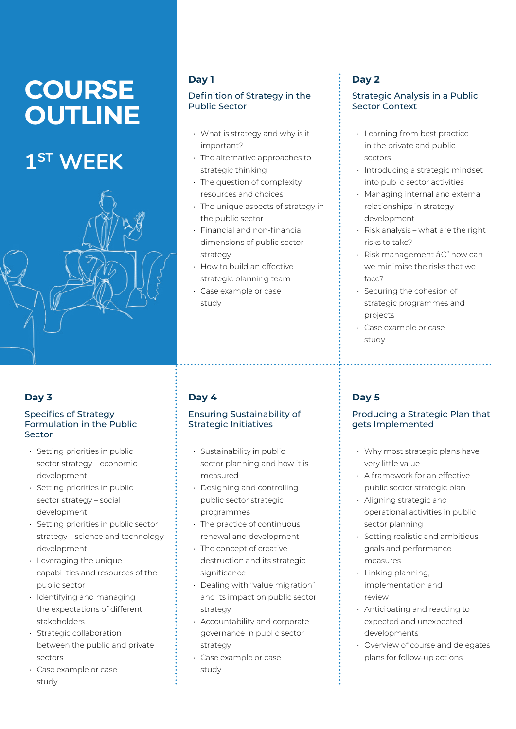# COURSE OUTLINE

## 1ST WEEK

### Day 1

**Definition of Strategy in the Public Sector**

- What is strategy and why is it important?
- The alternative approaches to strategic thinking
- The question of complexity, resources and choices
- The unique aspects of strategy in the public sector
- Financial and non-financial dimensions of public sector strategy
- How to build an effective strategic planning team
- Case example or case study

### Day 2

**Strategic Analysis in a Public Sector Context**

- Learning from best practice in the private and public sectors
- Introducing a strategic mindset into public sector activities
- Managing internal and external relationships in strategy development
- Risk analysis – what are the right risks to take?
- Risk management â€“ how can we minimise the risks that we face?
- Securing the cohesion of strategic programmes and projects
- Case example or case study

### Day 3

**Specifics of Strategy Formulation in the Public Sector**

- Setting priorities in public sector strategy – economic development
- Setting priorities in public sector strategy – social development
- Setting priorities in public sector strategy – science and technology development
- Leveraging the unique capabilities and resources of the public sector
- Identifying and managing the expectations of different stakeholders
- Strategic collaboration between the public and private sectors
- Case example or case study

### Day 4

**Ensuring Sustainability of Strategic Initiatives**

- Sustainability in public sector planning and how it is measured
- Designing and controlling public sector strategic programmes
- The practice of continuous renewal and development
- The concept of creative destruction and its strategic significance
- Dealing with "value migration" and its impact on public sector strategy
- Accountability and corporate governance in public sector strategy
- Case example or case study

### Day 5

**Producing a Strategic Plan that gets Implemented**

- Why most strategic plans have very little value
- A framework for an effective public sector strategic plan
- Aligning strategic and operational activities in public sector planning
- Setting realistic and ambitious goals and performance measures
- Linking planning, implementation and review
- Anticipating and reacting to expected and unexpected developments
- Overview of course and delegates plans for follow-up actions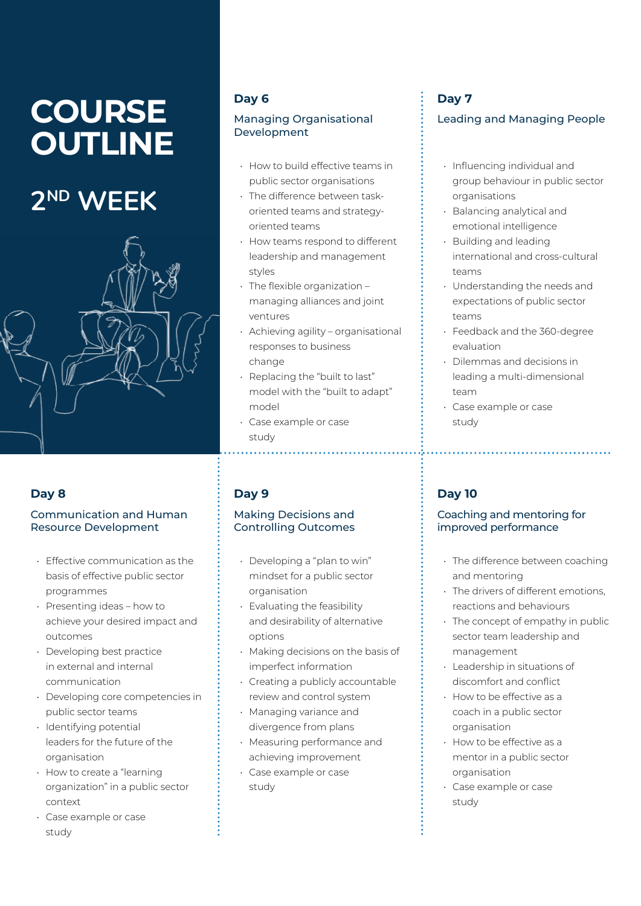# COURSE OUTLINE

## 2ND WEEK

### Day 6

#### Managing Organisational Development

- How to build effective teams in public sector organisations
- The difference between task-oriented teams and strategy-oriented teams
- How teams respond to different leadership and management styles
- The flexible organization – managing alliances and joint ventures
- Achieving agility – organisational responses to business change
- Replacing the "built to last" model with the "built to adapt" model
- Case example or case study

### Day 7

#### Leading and Managing People

- Influencing individual and group behaviour in public sector organisations
- Balancing analytical and emotional intelligence
- Building and leading international and cross-cultural teams
- Understanding the needs and expectations of public sector teams
- Feedback and the 360-degree evaluation
- Dilemmas and decisions in leading a multi-dimensional team
- Case example or case study

### Day 8

#### Communication and Human Resource Development

- Effective communication as the basis of effective public sector programmes
- Presenting ideas – how to achieve your desired impact and outcomes
- Developing best practice in external and internal communication
- Developing core competencies in public sector teams
- Identifying potential leaders for the future of the organisation
- How to create a "learning organization" in a public sector context
- Case example or case study

### Day 9

#### Making Decisions and Controlling Outcomes

- Developing a "plan to win" mindset for a public sector organisation
- Evaluating the feasibility and desirability of alternative options
- Making decisions on the basis of imperfect information
- Creating a publicly accountable review and control system
- Managing variance and divergence from plans
- Measuring performance and achieving improvement
- Case example or case study

### Day 10

#### Coaching and mentoring for improved performance

- The difference between coaching and mentoring
- The drivers of different emotions, reactions and behaviours
- The concept of empathy in public sector team leadership and management
- Leadership in situations of discomfort and conflict
- How to be effective as a coach in a public sector organisation
- How to be effective as a mentor in a public sector organisation
- Case example or case study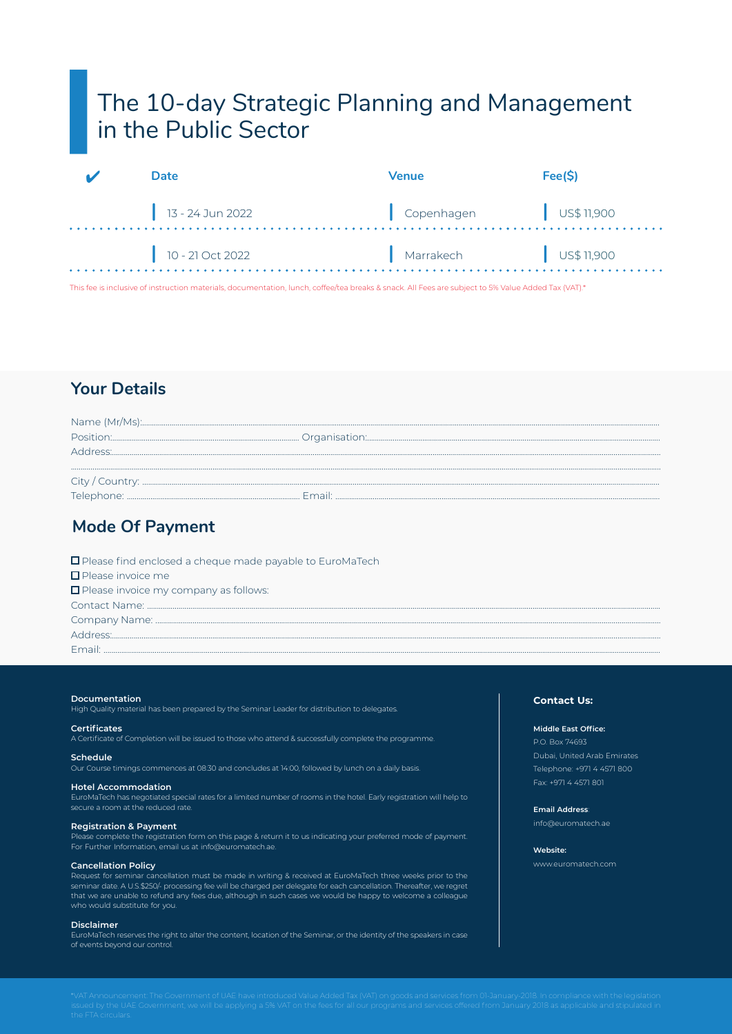# The 10-day Strategic Planning and Management in the Public Sector

| ✔ | Date | Venue | Fee($) |
|---|---|---|---|
| | 13 - 24 Jun 2022 | Copenhagen | US$ 11,900 |
| | 10 - 21 Oct 2022 | Marrakech | US$ 11,900 |

This fee is inclusive of instruction materials, documentation, lunch, coffee/tea breaks & snack. All Fees are subject to 5% Value Added Tax (VAT)*

## Your Details

Name (Mr/Ms):............................................................

Position:.............................. Organisation:..............................

Address:............................................................

............................................................

City / Country: ............................................................

Telephone: .............................. Email: ..............................

## Mode Of Payment

- ☐ Please find enclosed a cheque made payable to EuroMaTech
- ☐ Please invoice me
- ☐ Please invoice my company as follows:

Contact Name: ............................................................

Company Name: ............................................................

Address:............................................................

Email: ............................................................

**Documentation**
High Quality material has been prepared by the Seminar Leader for distribution to delegates.

**Certificates**
A Certificate of Completion will be issued to those who attend & successfully complete the programme.

**Schedule**
Our Course timings commences at 08:30 and concludes at 14:00, followed by lunch on a daily basis.

**Hotel Accommodation**
EuroMaTech has negotiated special rates for a limited number of rooms in the hotel. Early registration will help to secure a room at the reduced rate.

**Registration & Payment**
Please complete the registration form on this page & return it to us indicating your preferred mode of payment. For Further Information, email us at info@euromatech.ae.

**Cancellation Policy**
Request for seminar cancellation must be made in writing & received at EuroMaTech three weeks prior to the seminar date. A U.S $250/- processing fee will be charged per delegate for each cancellation. Thereafter, we regret that we are unable to refund any fees due, although in such cases we would be happy to welcome a colleague who would substitute for you.

**Disclaimer**
EuroMaTech reserves the right to alter the content, location of the Seminar, or the identity of the speakers in case of events beyond our control.

### Contact Us:

**Middle East Office:**
P.O. Box 74693
Dubai, United Arab Emirates
Telephone: +971 4 4571 800
Fax: +971 4 4571 801

**Email Address**
info@euromatech.ae

**Website:**
www.euromatech.com

*VAT Announcement: The Government of UAE have introduced Value Added Tax (VAT) on goods and services from 01-January-2018. In compliance with the legislation issued by the UAE Government, we will be applying a 5% VAT on the fees for all our programs and services offered from January 2018 as applicable and stipulated in the FTA circulars.